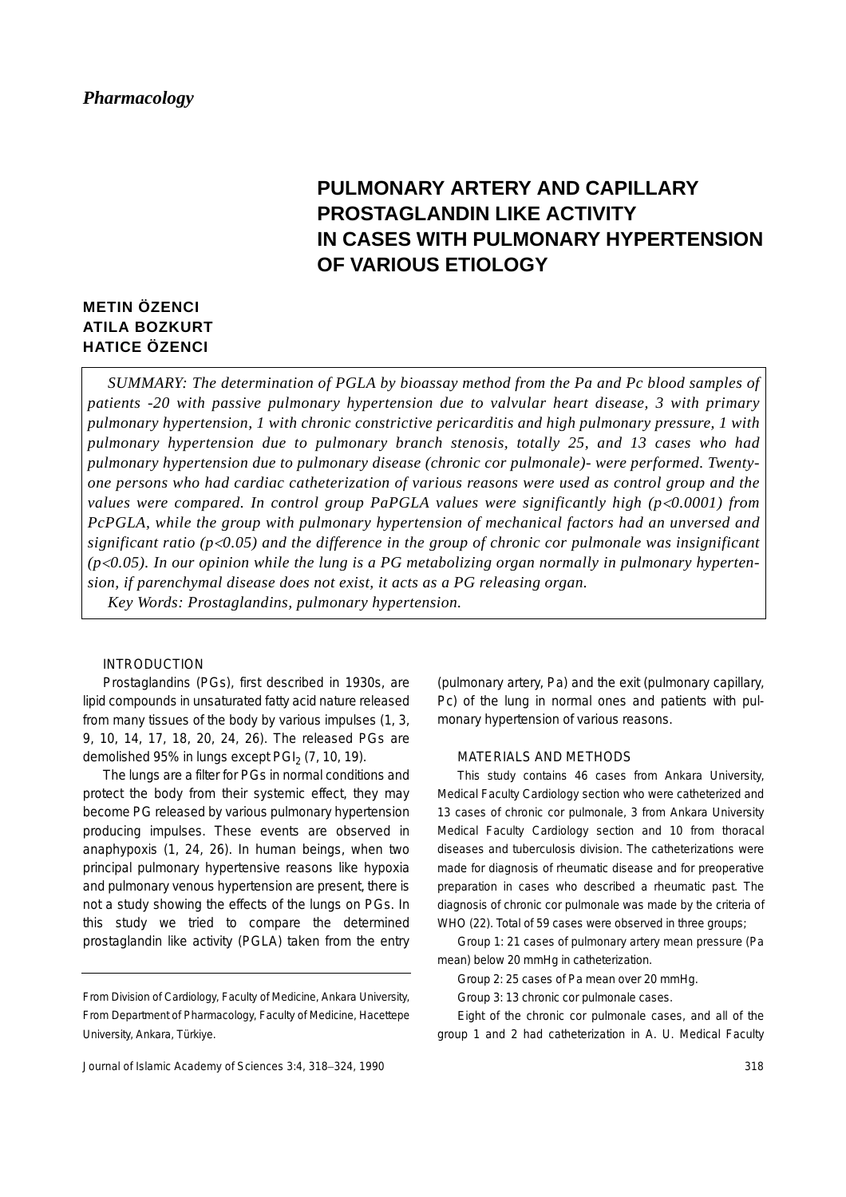*Pharmacology*

# PULMONARY ARTERY AND CAPILLARY PROSTAGLANDIN LIKE ACTIVITY IN CASES WITH PULMONARY HYPERTENSION OF VARIOUS ETIOLOGY

**METIN ÖZENCI**
**ATILA BOZKURT**
**HATICE ÖZENCI**

*SUMMARY: The determination of PGLA by bioassay method from the Pa and Pc blood samples of patients -20 with passive pulmonary hypertension due to valvular heart disease, 3 with primary pulmonary hypertension, 1 with chronic constrictive pericarditis and high pulmonary pressure, 1 with pulmonary hypertension due to pulmonary branch stenosis, totally 25, and 13 cases who had pulmonary hypertension due to pulmonary disease (chronic cor pulmonale)- were performed. Twenty-one persons who had cardiac catheterization of various reasons were used as control group and the values were compared. In control group PaPGLA values were significantly high ($p<0.0001$) from PcPGLA, while the group with pulmonary hypertension of mechanical factors had an unversed and significant ratio ($p<0.05$) and the difference in the group of chronic cor pulmonale was insignificant ($p<0.05$). In our opinion while the lung is a PG metabolizing organ normally in pulmonary hypertension, if parenchymal disease does not exist, it acts as a PG releasing organ.*

*Key Words: Prostaglandins, pulmonary hypertension.*

## INTRODUCTION

Prostaglandins (PGs), first described in 1930s, are lipid compounds in unsaturated fatty acid nature released from many tissues of the body by various impulses (1, 3, 9, 10, 14, 17, 18, 20, 24, 26). The released PGs are demolished 95% in lungs except $PGI_2$ (7, 10, 19).

The lungs are a filter for PGs in normal conditions and protect the body from their systemic effect, they may become PG released by various pulmonary hypertension producing impulses. These events are observed in anaphypoxis (1, 24, 26). In human beings, when two principal pulmonary hypertensive reasons like hypoxia and pulmonary venous hypertension are present, there is not a study showing the effects of the lungs on PGs. In this study we tried to compare the determined prostaglandin like activity (PGLA) taken from the entry (pulmonary artery, Pa) and the exit (pulmonary capillary, Pc) of the lung in normal ones and patients with pulmonary hypertension of various reasons.

## MATERIALS AND METHODS

This study contains 46 cases from Ankara University, Medical Faculty Cardiology section who were catheterized and 13 cases of chronic cor pulmonale, 3 from Ankara University Medical Faculty Cardiology section and 10 from thoracal diseases and tuberculosis division. The catheterizations were made for diagnosis of rheumatic disease and for preoperative preparation in cases who described a rheumatic past. The diagnosis of chronic cor pulmonale was made by the criteria of WHO (22). Total of 59 cases were observed in three groups;

Group 1: 21 cases of pulmonary artery mean pressure (Pa mean) below 20 mmHg in catheterization.

Group 2: 25 cases of Pa mean over 20 mmHg.

Group 3: 13 chronic cor pulmonale cases.

Eight of the chronic cor pulmonale cases, and all of the group 1 and 2 had catheterization in A. U. Medical Faculty

From Division of Cardiology, Faculty of Medicine, Ankara University, From Department of Pharmacology, Faculty of Medicine, Hacettepe University, Ankara, Türkiye.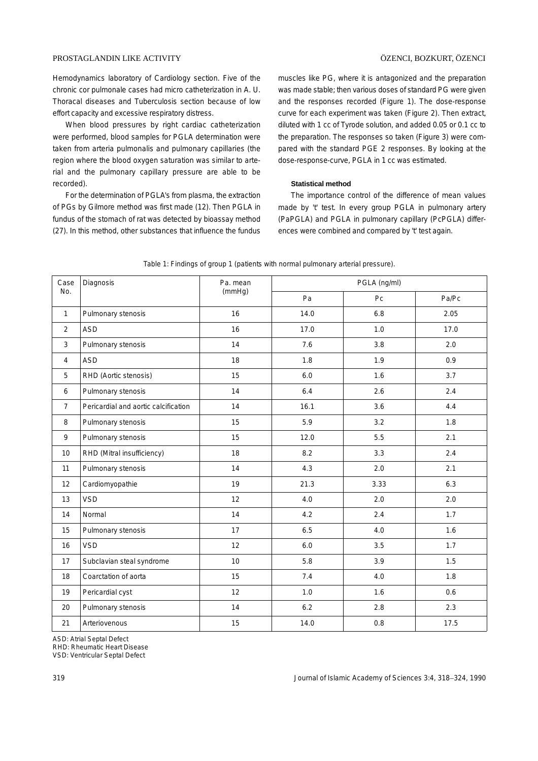Hemodynamics laboratory of Cardiology section. Five of the chronic cor pulmonale cases had micro catheterization in A. U. Thoracal diseases and Tuberculosis section because of low effort capacity and excessive respiratory distress.

When blood pressures by right cardiac catheterization were performed, blood samples for PGLA determination were taken from arteria pulmonalis and pulmonary capillaries (the region where the blood oxygen saturation was similar to arterial and the pulmonary capillary pressure are able to be recorded).

For the determination of PGLA's from plasma, the extraction of PGs by Gilmore method was first made (12). Then PGLA in fundus of the stomach of rat was detected by bioassay method (27). In this method, other substances that influence the fundus muscles like PG, where it is antagonized and the preparation was made stable; then various doses of standard PG were given and the responses recorded (Figure 1). The dose-response curve for each experiment was taken (Figure 2). Then extract, diluted with 1 cc of Tyrode solution, and added 0.05 or 0.1 cc to the preparation. The responses so taken (Figure 3) were compared with the standard PGE 2 responses. By looking at the dose-response-curve, PGLA in 1 cc was estimated.

#### Statistical method

The importance control of the difference of mean values made by 't' test. In every group PGLA in pulmonary artery (PaPGLA) and PGLA in pulmonary capillary (PcPGLA) differences were combined and compared by 't' test again.

Table 1: Findings of group 1 (patients with normal pulmonary arterial pressure).

| Case No. | Diagnosis | Pa. mean (mmHg) | PGLA (ng/ml) | | |
|---|---|---|---|---|---|
| | | | Pa | Pc | Pa/Pc |
| 1 | Pulmonary stenosis | 16 | 14.0 | 6.8 | 2.05 |
| 2 | ASD | 16 | 17.0 | 1.0 | 17.0 |
| 3 | Pulmonary stenosis | 14 | 7.6 | 3.8 | 2.0 |
| 4 | ASD | 18 | 1.8 | 1.9 | 0.9 |
| 5 | RHD (Aortic stenosis) | 15 | 6.0 | 1.6 | 3.7 |
| 6 | Pulmonary stenosis | 14 | 6.4 | 2.6 | 2.4 |
| 7 | Pericardial and aortic calcification | 14 | 16.1 | 3.6 | 4.4 |
| 8 | Pulmonary stenosis | 15 | 5.9 | 3.2 | 1.8 |
| 9 | Pulmonary stenosis | 15 | 12.0 | 5.5 | 2.1 |
| 10 | RHD (Mitral insufficiency) | 18 | 8.2 | 3.3 | 2.4 |
| 11 | Pulmonary stenosis | 14 | 4.3 | 2.0 | 2.1 |
| 12 | Cardiomyopathie | 19 | 21.3 | 3.33 | 6.3 |
| 13 | VSD | 12 | 4.0 | 2.0 | 2.0 |
| 14 | Normal | 14 | 4.2 | 2.4 | 1.7 |
| 15 | Pulmonary stenosis | 17 | 6.5 | 4.0 | 1.6 |
| 16 | VSD | 12 | 6.0 | 3.5 | 1.7 |
| 17 | Subclavian steal syndrome | 10 | 5.8 | 3.9 | 1.5 |
| 18 | Coarctation of aorta | 15 | 7.4 | 4.0 | 1.8 |
| 19 | Pericardial cyst | 12 | 1.0 | 1.6 | 0.6 |
| 20 | Pulmonary stenosis | 14 | 6.2 | 2.8 | 2.3 |
| 21 | Arteriovenous | 15 | 14.0 | 0.8 | 17.5 |

ASD: Atrial Septal Defect
RHD: Rheumatic Heart Disease
VSD: Ventricular Septal Defect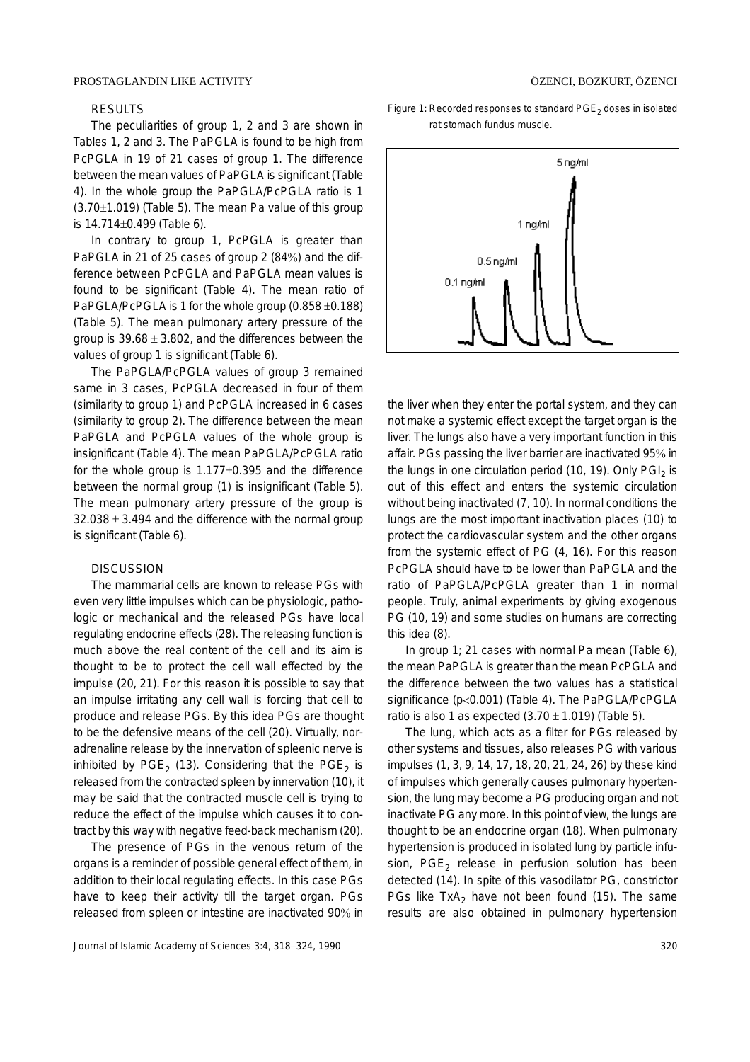## RESULTS

The peculiarities of group 1, 2 and 3 are shown in Tables 1, 2 and 3. The PaPGLA is found to be high from PcPGLA in 19 of 21 cases of group 1. The difference between the mean values of PaPGLA is significant (Table 4). In the whole group the PaPGLA/PcPGLA ratio is 1 ($3.70 \pm 1.019$) (Table 5). The mean Pa value of this group is $14.714 \pm 0.499$ (Table 6).

In contrary to group 1, PcPGLA is greater than PaPGLA in 21 of 25 cases of group 2 (84%) and the difference between PcPGLA and PaPGLA mean values is found to be significant (Table 4). The mean ratio of PaPGLA/PcPGLA is 1 for the whole group ($0.858 \pm 0.188$) (Table 5). The mean pulmonary artery pressure of the group is $39.68 \pm 3.802$, and the differences between the values of group 1 is significant (Table 6).

The PaPGLA/PcPGLA values of group 3 remained same in 3 cases, PcPGLA decreased in four of them (similarity to group 1) and PcPGLA increased in 6 cases (similarity to group 2). The difference between the mean PaPGLA and PcPGLA values of the whole group is insignificant (Table 4). The mean PaPGLA/PcPGLA ratio for the whole group is $1.177 \pm 0.395$ and the difference between the normal group (1) is insignificant (Table 5). The mean pulmonary artery pressure of the group is $32.038 \pm 3.494$ and the difference with the normal group is significant (Table 6).

## DISCUSSION

The mammarial cells are known to release PGs with even very little impulses which can be physiologic, pathologic or mechanical and the released PGs have local regulating endocrine effects (28). The releasing function is much above the real content of the cell and its aim is thought to be to protect the cell wall effected by the impulse (20, 21). For this reason it is possible to say that an impulse irritating any cell wall is forcing that cell to produce and release PGs. By this idea PGs are thought to be the defensive means of the cell (20). Virtually, noradrenaline release by the innervation of spleenic nerve is inhibited by $PGE_2$ (13). Considering that the $PGE_2$ is released from the contracted spleen by innervation (10), it may be said that the contracted muscle cell is trying to reduce the effect of the impulse which causes it to contract by this way with negative feed-back mechanism (20).

The presence of PGs in the venous return of the organs is a reminder of possible general effect of them, in addition to their local regulating effects. In this case PGs have to keep their activity till the target organ. PGs released from spleen or intestine are inactivated 90% in the liver when they enter the portal system, and they can not make a systemic effect except the target organ is the liver. The lungs also have a very important function in this affair. PGs passing the liver barrier are inactivated 95% in the lungs in one circulation period (10, 19). Only $PGI_2$ is out of this effect and enters the systemic circulation without being inactivated (7, 10). In normal conditions the lungs are the most important inactivation places (10) to protect the cardiovascular system and the other organs from the systemic effect of PG (4, 16). For this reason PcPGLA should have to be lower than PaPGLA and the ratio of PaPGLA/PcPGLA greater than 1 in normal people. Truly, animal experiments by giving exogenous PG (10, 19) and some studies on humans are correcting this idea (8).

Figure 1: Recorded responses to standard $PGE_2$ doses in isolated rat stomach fundus muscle.

In group 1; 21 cases with normal Pa mean (Table 6), the mean PaPGLA is greater than the mean PcPGLA and the difference between the two values has a statistical significance ($p < 0.001$) (Table 4). The PaPGLA/PcPGLA ratio is also 1 as expected ($3.70 \pm 1.019$) (Table 5).

The lung, which acts as a filter for PGs released by other systems and tissues, also releases PG with various impulses (1, 3, 9, 14, 17, 18, 20, 21, 24, 26) by these kind of impulses which generally causes pulmonary hypertension, the lung may become a PG producing organ and not inactivate PG any more. In this point of view, the lungs are thought to be an endocrine organ (18). When pulmonary hypertension is produced in isolated lung by particle infusion, $PGE_2$ release in perfusion solution has been detected (14). In spite of this vasodilator PG, constrictor PGs like $TxA_2$ have not been found (15). The same results are also obtained in pulmonary hypertension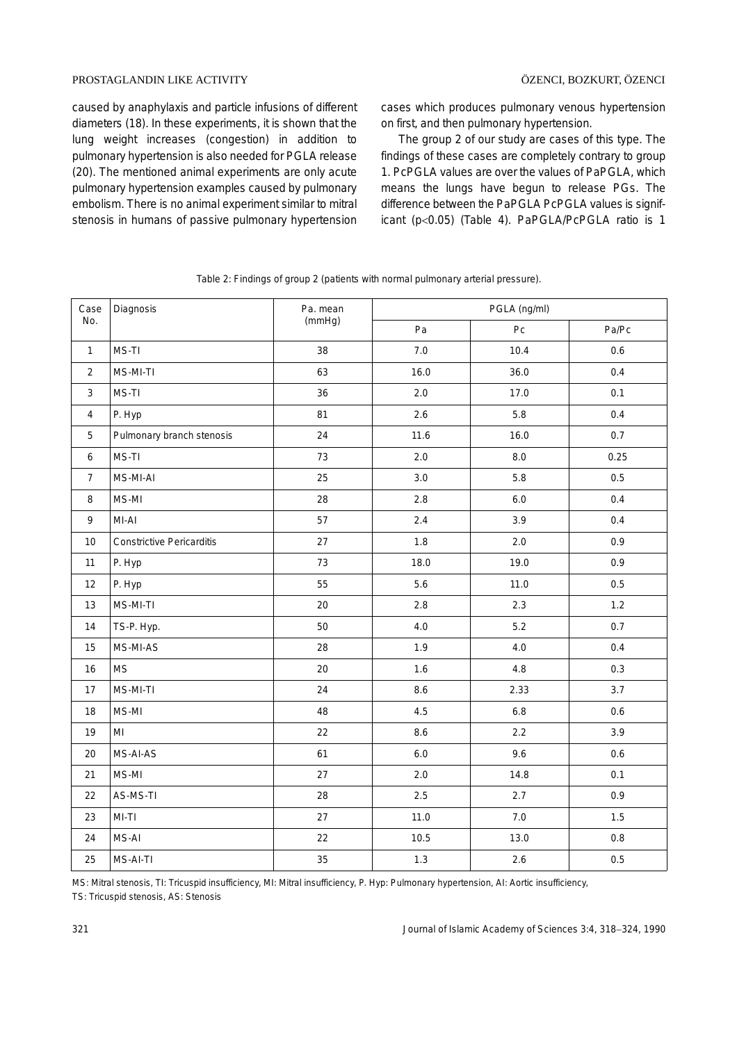caused by anaphylaxis and particle infusions of different diameters (18). In these experiments, it is shown that the lung weight increases (congestion) in addition to pulmonary hypertension is also needed for PGLA release (20). The mentioned animal experiments are only acute pulmonary hypertension examples caused by pulmonary embolism. There is no animal experiment similar to mitral stenosis in humans of passive pulmonary hypertension cases which produces pulmonary venous hypertension on first, and then pulmonary hypertension.

The group 2 of our study are cases of this type. The findings of these cases are completely contrary to group 1. PcPGLA values are over the values of PaPGLA, which means the lungs have begun to release PGs. The difference between the PaPGLA PcPGLA values is significant ($p<0.05$) (Table 4). PaPGLA/PcPGLA ratio is 1

Table 2: Findings of group 2 (patients with normal pulmonary arterial pressure).

| Case No. | Diagnosis | Pa. mean (mmHg) | PGLA (ng/ml) | | |
|---|---|---|---|---|---|
| | | | Pa | Pc | Pa/Pc |
| 1 | MS-TI | 38 | 7.0 | 10.4 | 0.6 |
| 2 | MS-MI-TI | 63 | 16.0 | 36.0 | 0.4 |
| 3 | MS-TI | 36 | 2.0 | 17.0 | 0.1 |
| 4 | P. Hyp | 81 | 2.6 | 5.8 | 0.4 |
| 5 | Pulmonary branch stenosis | 24 | 11.6 | 16.0 | 0.7 |
| 6 | MS-TI | 73 | 2.0 | 8.0 | 0.25 |
| 7 | MS-MI-AI | 25 | 3.0 | 5.8 | 0.5 |
| 8 | MS-MI | 28 | 2.8 | 6.0 | 0.4 |
| 9 | MI-AI | 57 | 2.4 | 3.9 | 0.4 |
| 10 | Constrictive Pericarditis | 27 | 1.8 | 2.0 | 0.9 |
| 11 | P. Hyp | 73 | 18.0 | 19.0 | 0.9 |
| 12 | P. Hyp | 55 | 5.6 | 11.0 | 0.5 |
| 13 | MS-MI-TI | 20 | 2.8 | 2.3 | 1.2 |
| 14 | TS-P. Hyp. | 50 | 4.0 | 5.2 | 0.7 |
| 15 | MS-MI-AS | 28 | 1.9 | 4.0 | 0.4 |
| 16 | MS | 20 | 1.6 | 4.8 | 0.3 |
| 17 | MS-MI-TI | 24 | 8.6 | 2.33 | 3.7 |
| 18 | MS-MI | 48 | 4.5 | 6.8 | 0.6 |
| 19 | MI | 22 | 8.6 | 2.2 | 3.9 |
| 20 | MS-AI-AS | 61 | 6.0 | 9.6 | 0.6 |
| 21 | MS-MI | 27 | 2.0 | 14.8 | 0.1 |
| 22 | AS-MS-TI | 28 | 2.5 | 2.7 | 0.9 |
| 23 | MI-TI | 27 | 11.0 | 7.0 | 1.5 |
| 24 | MS-AI | 22 | 10.5 | 13.0 | 0.8 |
| 25 | MS-AI-TI | 35 | 1.3 | 2.6 | 0.5 |

MS: Mitral stenosis, TI: Tricuspid insufficiency, MI: Mitral insufficiency, P. Hyp: Pulmonary hypertension, AI: Aortic insufficiency, TS: Tricuspid stenosis, AS: Stenosis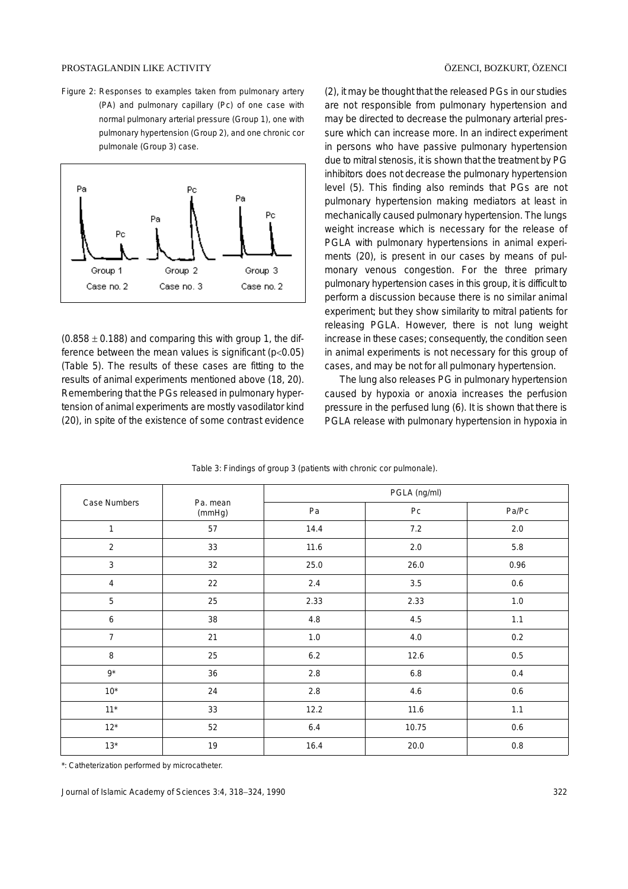Figure 2: Responses to examples taken from pulmonary artery (PA) and pulmonary capillary (Pc) of one case with normal pulmonary arterial pressure (Group 1), one with pulmonary hypertension (Group 2), and one chronic cor pulmonale (Group 3) case.

($0.858 \pm 0.188$) and comparing this with group 1, the difference between the mean values is significant ($p<0.05$) (Table 5). The results of these cases are fitting to the results of animal experiments mentioned above (18, 20). Remembering that the PGs released in pulmonary hypertension of animal experiments are mostly vasodilator kind (20), in spite of the existence of some contrast evidence (2), it may be thought that the released PGs in our studies are not responsible from pulmonary hypertension and may be directed to decrease the pulmonary arterial pressure which can increase more. In an indirect experiment in persons who have passive pulmonary hypertension due to mitral stenosis, it is shown that the treatment by PG inhibitors does not decrease the pulmonary hypertension level (5). This finding also reminds that PGs are not pulmonary hypertension making mediators at least in mechanically caused pulmonary hypertension. The lungs weight increase which is necessary for the release of PGLA with pulmonary hypertensions in animal experiments (20), is present in our cases by means of pulmonary venous congestion. For the three primary pulmonary hypertension cases in this group, it is difficult to perform a discussion because there is no similar animal experiment; but they show similarity to mitral patients for releasing PGLA. However, there is not lung weight increase in these cases; consequently, the condition seen in animal experiments is not necessary for this group of cases, and may be not for all pulmonary hypertension.

The lung also releases PG in pulmonary hypertension caused by hypoxia or anoxia increases the perfusion pressure in the perfused lung (6). It is shown that there is PGLA release with pulmonary hypertension in hypoxia in

Table 3: Findings of group 3 (patients with chronic cor pulmonale).

| Case Numbers | Pa. mean (mmHg) | PGLA (ng/ml) | | |
|---|---|---|---|---|
| | | Pa | Pc | Pa/Pc |
| 1 | 57 | 14.4 | 7.2 | 2.0 |
| 2 | 33 | 11.6 | 2.0 | 5.8 |
| 3 | 32 | 25.0 | 26.0 | 0.96 |
| 4 | 22 | 2.4 | 3.5 | 0.6 |
| 5 | 25 | 2.33 | 2.33 | 1.0 |
| 6 | 38 | 4.8 | 4.5 | 1.1 |
| 7 | 21 | 1.0 | 4.0 | 0.2 |
| 8 | 25 | 6.2 | 12.6 | 0.5 |
| 9* | 36 | 2.8 | 6.8 | 0.4 |
| 10* | 24 | 2.8 | 4.6 | 0.6 |
| 11* | 33 | 12.2 | 11.6 | 1.1 |
| 12* | 52 | 6.4 | 10.75 | 0.6 |
| 13* | 19 | 16.4 | 20.0 | 0.8 |

*: Catheterization performed by microcatheter.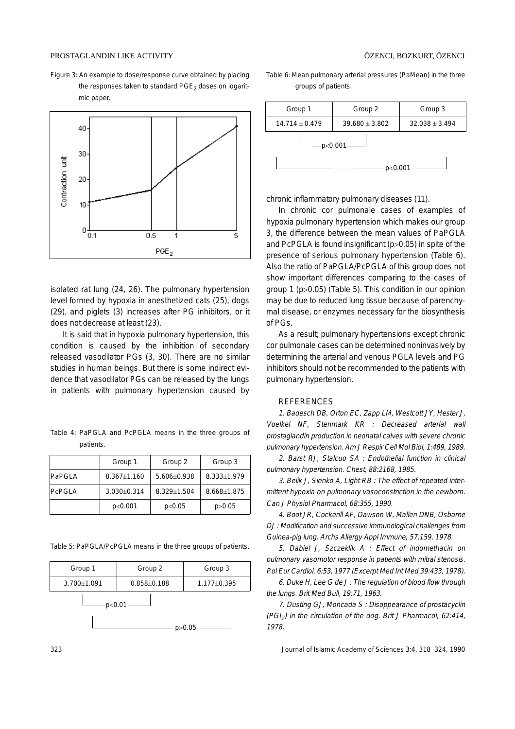Figure 3: An example to dose/response curve obtained by placing the responses taken to standard $PGE_2$ doses on logaritmic paper.

isolated rat lung (24, 26). The pulmonary hypertension level formed by hypoxia in anesthetized cats (25), dogs (29), and piglets (3) increases after PG inhibitors, or it does not decrease at least (23).

It is said that in hypoxia pulmonary hypertension, this condition is caused by the inhibition of secondary released vasodilator PGs (3, 30). There are no similar studies in human beings. But there is some indirect evidence that vasodilator PGs can be released by the lungs in patients with pulmonary hypertension caused by chronic inflammatory pulmonary diseases (11).

Table 4: PaPGLA and PcPGLA means in the three groups of patients.

| | Group 1 | Group 2 | Group 3 |
|---|---|---|---|
| PaPGLA | 8.367±1.160 | 5.606±0.938 | 8.333±1.979 |
| PcPGLA | 3.030±0.314 | 8.329±1.504 | 8.668±1.875 |
| | $p<0.001$ | $p<0.05$ | $p>0.05$ |

Table 5: PaPGLA/PcPGLA means in the three groups of patients.

| Group 1 | Group 2 | Group 3 |
|---|---|---|
| 3.700±1.091 | 0.858±0.188 | 1.177±0.395 |

Group 1 vs Group 2: $p<0.01$

Group 1 vs Group 3: $p>0.05$

Table 6: Mean pulmonary arterial pressures (PaMean) in the three groups of patients.

| Group 1 | Group 2 | Group 3 |
|---|---|---|
| 14.714 ± 0.479 | 39.680 ± 3.802 | 32.038 ± 3.494 |

Group 1 vs Group 2: $p<0.001$

Group 1 vs Group 3: $p<0.001$

In chronic cor pulmonale cases of examples of hypoxia pulmonary hypertension which makes our group 3, the difference between the mean values of PaPGLA and PcPGLA is found insignificant ($p>0.05$) in spite of the presence of serious pulmonary hypertension (Table 6). Also the ratio of PaPGLA/PcPGLA of this group does not show important differences comparing to the cases of group 1 ($p>0.05$) (Table 5). This condition in our opinion may be due to reduced lung tissue because of parenchymal disease, or enzymes necessary for the biosynthesis of PGs.

As a result; pulmonary hypertensions except chronic cor pulmonale cases can be determined noninvasively by determining the arterial and venous PGLA levels and PG inhibitors should not be recommended to the patients with pulmonary hypertension.

## REFERENCES

1. *Badesch DB, Orton EC, Zapp LM, Westcott JY, Hester J, Voelkel NF, Stenmark KR : Decreased arterial wall prostaglandin production in neonatal calves with severe chronic pulmonary hypertension. Am J Respir Cell Mol Biol, 1:489, 1989.*

2. *Barst RJ, Stalcuo SA : Endothelial function in clinical pulmonary hypertension. Chest, 88:2168, 1985.*

3. *Belik J, Sienko A, Light RB : The effect of repeated intermittent hypoxia on pulmonary vasoconstriction in the newborn. Can J Physiol Pharmacol, 68:355, 1990.*

4. *Boot JR, Cockerill AF, Dawson W, Mallen DNB, Osborne DJ : Modification and successive immunological challenges from Guinea-pig lung. Archs Allergy Appl Immune, 57:159, 1978.*

5. *Dabiel J, Szczeklik A : Effect of indomethacin on pulmonary vasomotor response in patients with mitral stenosis. Pol Eur Cardiol, 6:53, 1977 (Excerpt Med Int Med 39:433, 1978).*

6. *Duke H, Lee G de J : The regulation of blood flow through the lungs. Brit Med Bull, 19:71, 1963.*

7. *Dusting GJ, Moncada S : Disappearance of prostacyclin ($PGI_2$) in the circulation of the dog. Brit J Pharmacol, 62:414, 1978.*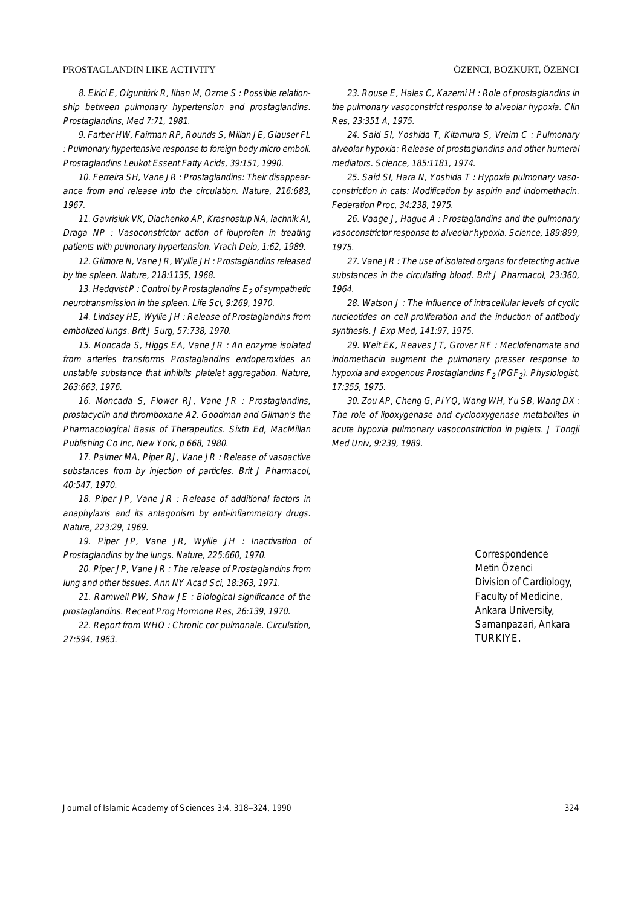*8. Ekici E, Olguntürk R, Ilhan M, Ozme S : Possible relationship between pulmonary hypertension and prostaglandins. Prostaglandins, Med 7:71, 1981.*

*9. Farber HW, Fairman RP, Rounds S, Millan JE, Glauser FL : Pulmonary hypertensive response to foreign body micro emboli. Prostaglandins Leukot Essent Fatty Acids, 39:151, 1990.*

*10. Ferreira SH, Vane JR : Prostaglandins: Their disappearance from and release into the circulation. Nature, 216:683, 1967.*

*11. Gavrisiuk VK, Diachenko AP, Krasnostup NA, Iachnik AI, Draga NP : Vasoconstrictor action of ibuprofen in treating patients with pulmonary hypertension. Vrach Delo, 1:62, 1989.*

*12. Gilmore N, Vane JR, Wyllie JH : Prostaglandins released by the spleen. Nature, 218:1135, 1968.*

*13. Hedqvist P : Control by Prostaglandins $E_2$ of sympathetic neurotransmission in the spleen. Life Sci, 9:269, 1970.*

*14. Lindsey HE, Wyllie JH : Release of Prostaglandins from embolized lungs. Brit J Surg, 57:738, 1970.*

*15. Moncada S, Higgs EA, Vane JR : An enzyme isolated from arteries transforms Prostaglandins endoperoxides an unstable substance that inhibits platelet aggregation. Nature, 263:663, 1976.*

*16. Moncada S, Flower RJ, Vane JR : Prostaglandins, prostacyclin and thromboxane A2. Goodman and Gilman's the Pharmacological Basis of Therapeutics. Sixth Ed, MacMillan Publishing Co Inc, New York, p 668, 1980.*

*17. Palmer MA, Piper RJ, Vane JR : Release of vasoactive substances from by injection of particles. Brit J Pharmacol, 40:547, 1970.*

*18. Piper JP, Vane JR : Release of additional factors in anaphylaxis and its antagonism by anti-inflammatory drugs. Nature, 223:29, 1969.*

*19. Piper JP, Vane JR, Wyllie JH : Inactivation of Prostaglandins by the lungs. Nature, 225:660, 1970.*

*20. Piper JP, Vane JR : The release of Prostaglandins from lung and other tissues. Ann NY Acad Sci, 18:363, 1971.*

*21. Ramwell PW, Shaw JE : Biological significance of the prostaglandins. Recent Prog Hormone Res, 26:139, 1970.*

*22. Report from WHO : Chronic cor pulmonale. Circulation, 27:594, 1963.*

*23. Rouse E, Hales C, Kazemi H : Role of prostaglandins in the pulmonary vasoconstrict response to alveolar hypoxia. Clin Res, 23:351 A, 1975.*

*24. Said SI, Yoshida T, Kitamura S, Vreim C : Pulmonary alveolar hypoxia: Release of prostaglandins and other humeral mediators. Science, 185:1181, 1974.*

*25. Said SI, Hara N, Yoshida T : Hypoxia pulmonary vasoconstriction in cats: Modification by aspirin and indomethacin. Federation Proc, 34:238, 1975.*

*26. Vaage J, Hague A : Prostaglandins and the pulmonary vasoconstrictor response to alveolar hypoxia. Science, 189:899, 1975.*

*27. Vane JR : The use of isolated organs for detecting active substances in the circulating blood. Brit J Pharmacol, 23:360, 1964.*

*28. Watson J : The influence of intracellular levels of cyclic nucleotides on cell proliferation and the induction of antibody synthesis. J Exp Med, 141:97, 1975.*

*29. Weit EK, Reaves JT, Grover RF : Meclofenomate and indomethacin augment the pulmonary presser response to hypoxia and exogenous Prostaglandins $F_2$ ($PGF_2$). Physiologist, 17:355, 1975.*

*30. Zou AP, Cheng G, Pi YQ, Wang WH, Yu SB, Wang DX : The role of lipoxygenase and cyclooxygenase metabolites in acute hypoxia pulmonary vasoconstriction in piglets. J Tongji Med Univ, 9:239, 1989.*

Correspondence
Metin Özenci
Division of Cardiology,
Faculty of Medicine,
Ankara University,
Samanpazari, Ankara
TURKIYE.